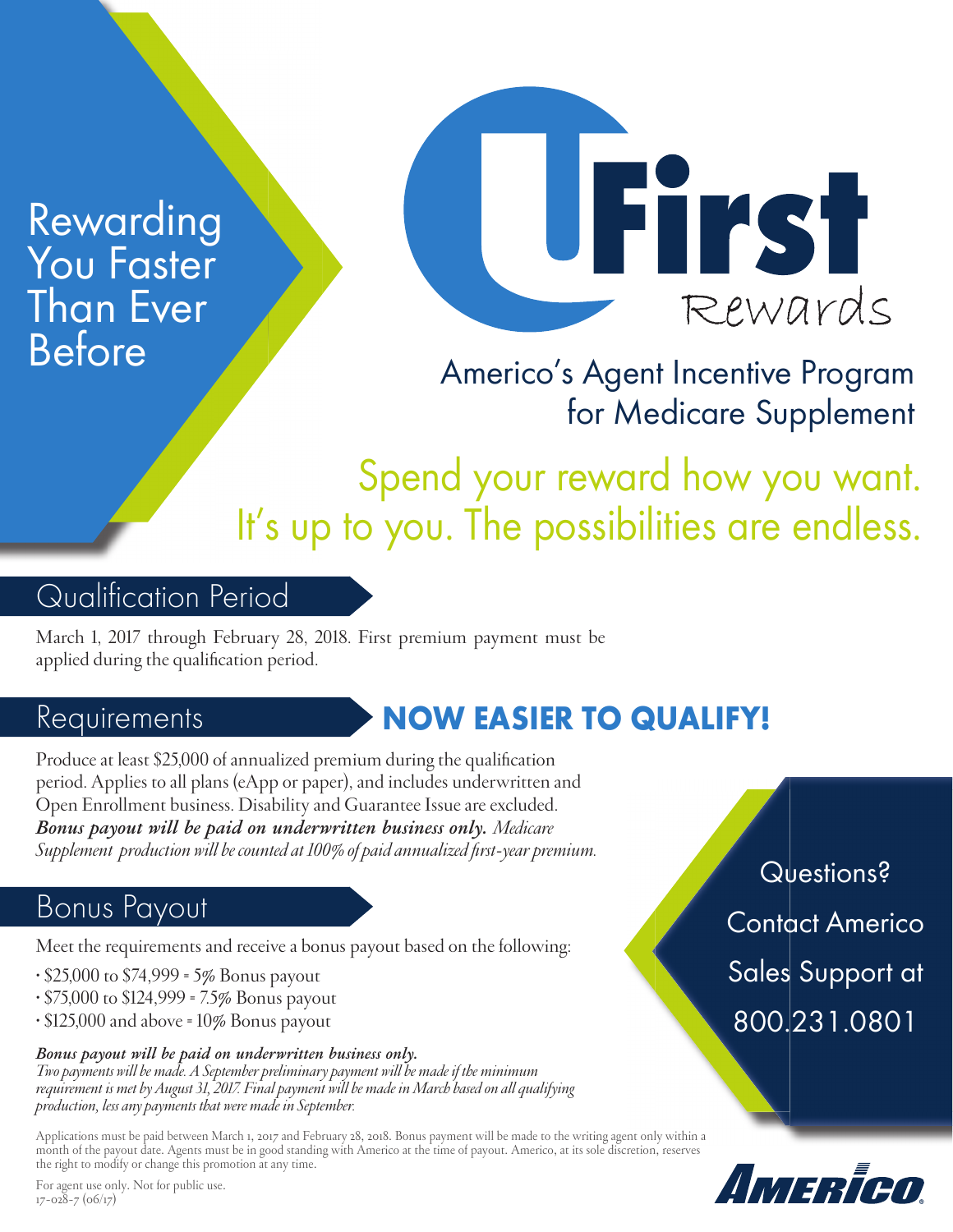Rewarding You Faster Than Ever Before

# UFirst Rewards

## Americo's Agent Incentive Program for Medicare Supplement

Spend your reward how you want. It's up to you. The possibilities are endless.

## Qualification Period

March 1, 2017 through February 28, 2018. First premium payment must be applied during the qualification period.

## Requirements

**NOW EASIER TO QUALIFY!**

Produce at least $25,000 of annualized premium during the qualification period. Applies to all plans (eApp or paper), and includes underwritten and Open Enrollment business. Disability and Guarantee Issue are excluded. ***Bonus payout will be paid on underwritten business only.*** *Medicare Supplement production will be counted at 100% of paid annualized first-year premium.*

## Bonus Payout

Meet the requirements and receive a bonus payout based on the following:

- $25,000 to $74,999 = 5% Bonus payout
- $75,000 to $124,999 = 7.5% Bonus payout
- $125,000 and above = 10% Bonus payout

***Bonus payout will be paid on underwritten business only.***
*Two payments will be made. A September preliminary payment will be made if the minimum requirement is met by August 31, 2017. Final payment will be made in March based on all qualifying production, less any payments that were made in September.*

Questions? Contact Americo Sales Support at 800.231.0801

Applications must be paid between March 1, 2017 and February 28, 2018. Bonus payment will be made to the writing agent only within a month of the payout date. Agents must be in good standing with Americo at the time of payout. Americo, at its sole discretion, reserves the right to modify or change this promotion at any time.

For agent use only. Not for public use.
17-028-7 (06/17)

AMERICO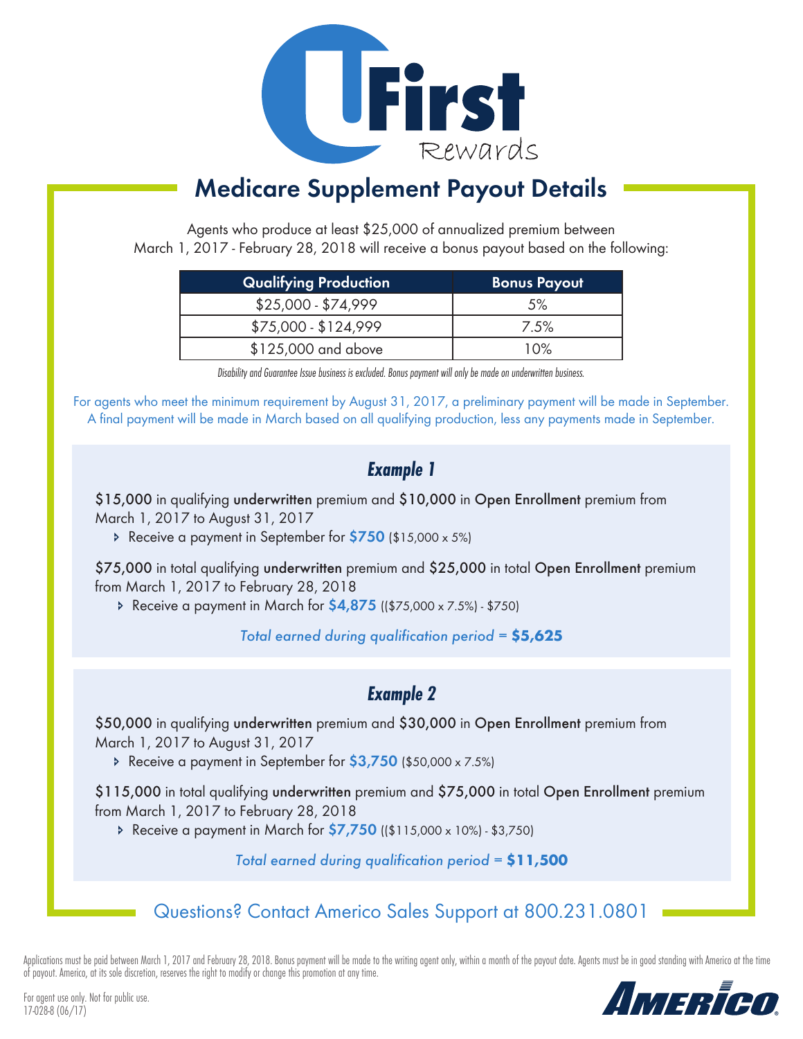# UFirst Rewards

## Medicare Supplement Payout Details

Agents who produce at least $25,000 of annualized premium between March 1, 2017 - February 28, 2018 will receive a bonus payout based on the following:

| Qualifying Production | Bonus Payout |
|---|---|
| $25,000 - $74,999 | 5% |
| $75,000 - $124,999 | 7.5% |
| $125,000 and above | 10% |

*Disability and Guarantee Issue business is excluded. Bonus payment will only be made on underwritten business.*

For agents who meet the minimum requirement by August 31, 2017, a preliminary payment will be made in September. A final payment will be made in March based on all qualifying production, less any payments made in September.

### Example 1

$15,000 in qualifying **underwritten** premium and $10,000 in **Open Enrollment** premium from March 1, 2017 to August 31, 2017

- Receive a payment in September for **$750** ($15,000 x 5%)

$75,000 in total qualifying **underwritten** premium and $25,000 in total **Open Enrollment** premium from March 1, 2017 to February 28, 2018

- Receive a payment in March for **$4,875** (($75,000 x 7.5%) - $750)

*Total earned during qualification period =* **$5,625**

### Example 2

$50,000 in qualifying **underwritten** premium and $30,000 in **Open Enrollment** premium from March 1, 2017 to August 31, 2017

- Receive a payment in September for **$3,750** ($50,000 x 7.5%)

$115,000 in total qualifying **underwritten** premium and $75,000 in total **Open Enrollment** premium from March 1, 2017 to February 28, 2018

- Receive a payment in March for **$7,750** (($115,000 x 10%) - $3,750)

*Total earned during qualification period =* **$11,500**

Questions? Contact Americo Sales Support at 800.231.0801

Applications must be paid between March 1, 2017 and February 28, 2018. Bonus payment will be made to the writing agent only, within a month of the payout date. Agents must be in good standing with Americo at the time of payout. Americo, at its sole discretion, reserves the right to modify or change this promotion at any time.

For agent use only. Not for public use.
17-028-8 (06/17)

AMERICO